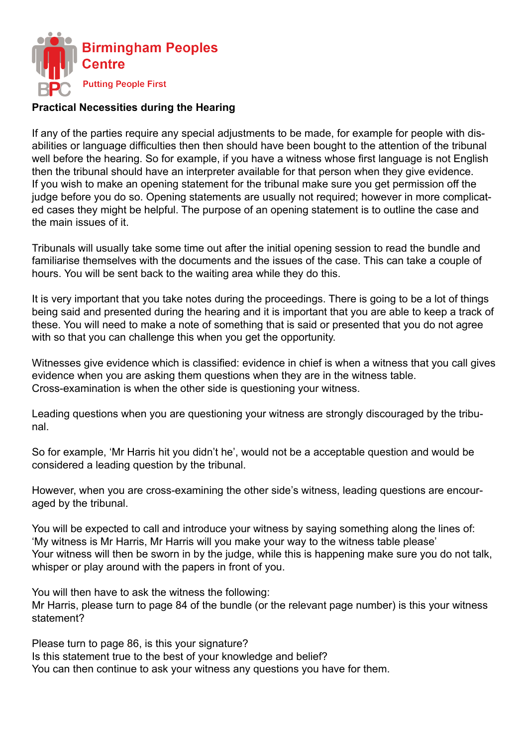Birmingham Peoples Centre

Putting People First

**Practical Necessities during the Hearing**

If any of the parties require any special adjustments to be made, for example for people with disabilities or language difficulties then then should have been bought to the attention of the tribunal well before the hearing. So for example, if you have a witness whose first language is not English then the tribunal should have an interpreter available for that person when they give evidence. If you wish to make an opening statement for the tribunal make sure you get permission off the judge before you do so. Opening statements are usually not required; however in more complicated cases they might be helpful. The purpose of an opening statement is to outline the case and the main issues of it.

Tribunals will usually take some time out after the initial opening session to read the bundle and familiarise themselves with the documents and the issues of the case. This can take a couple of hours. You will be sent back to the waiting area while they do this.

It is very important that you take notes during the proceedings. There is going to be a lot of things being said and presented during the hearing and it is important that you are able to keep a track of these. You will need to make a note of something that is said or presented that you do not agree with so that you can challenge this when you get the opportunity.

Witnesses give evidence which is classified: evidence in chief is when a witness that you call gives evidence when you are asking them questions when they are in the witness table.
Cross-examination is when the other side is questioning your witness.

Leading questions when you are questioning your witness are strongly discouraged by the tribunal.

So for example, 'Mr Harris hit you didn't he', would not be a acceptable question and would be considered a leading question by the tribunal.

However, when you are cross-examining the other side's witness, leading questions are encouraged by the tribunal.

You will be expected to call and introduce your witness by saying something along the lines of:
'My witness is Mr Harris, Mr Harris will you make your way to the witness table please'
Your witness will then be sworn in by the judge, while this is happening make sure you do not talk, whisper or play around with the papers in front of you.

You will then have to ask the witness the following:
Mr Harris, please turn to page 84 of the bundle (or the relevant page number) is this your witness statement?

Please turn to page 86, is this your signature?
Is this statement true to the best of your knowledge and belief?
You can then continue to ask your witness any questions you have for them.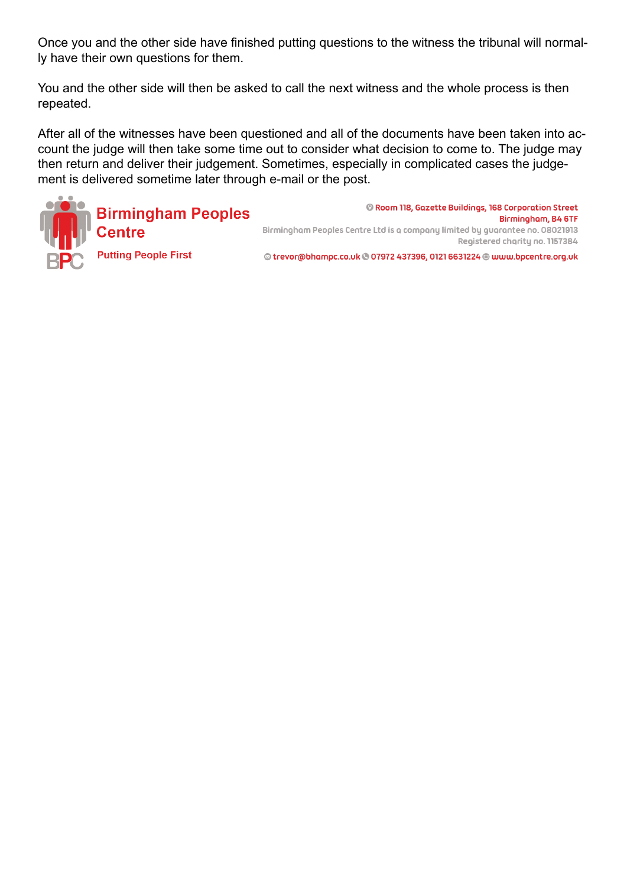Once you and the other side have finished putting questions to the witness the tribunal will normally have their own questions for them.

You and the other side will then be asked to call the next witness and the whole process is then repeated.

After all of the witnesses have been questioned and all of the documents have been taken into account the judge will then take some time out to consider what decision to come to. The judge may then return and deliver their judgement. Sometimes, especially in complicated cases the judgement is delivered sometime later through e-mail or the post.

Birmingham Peoples Centre

Putting People First

Room 118, Gazette Buildings, 168 Corporation Street
Birmingham, B4 6TF

Birmingham Peoples Centre Ltd is a company limited by guarantee no. 08021913
Registered charity no. 1157384

trevor@bhampc.co.uk 07972 437396, 0121 6631224 www.bpcentre.org.uk